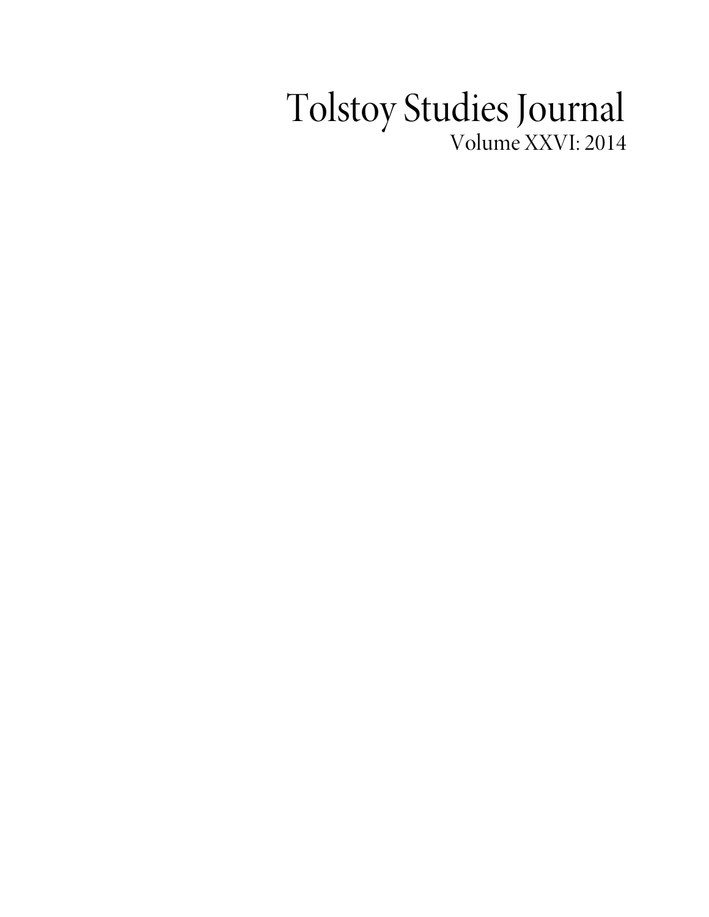# Tolstoy Studies Journal

Volume XXVI: 2014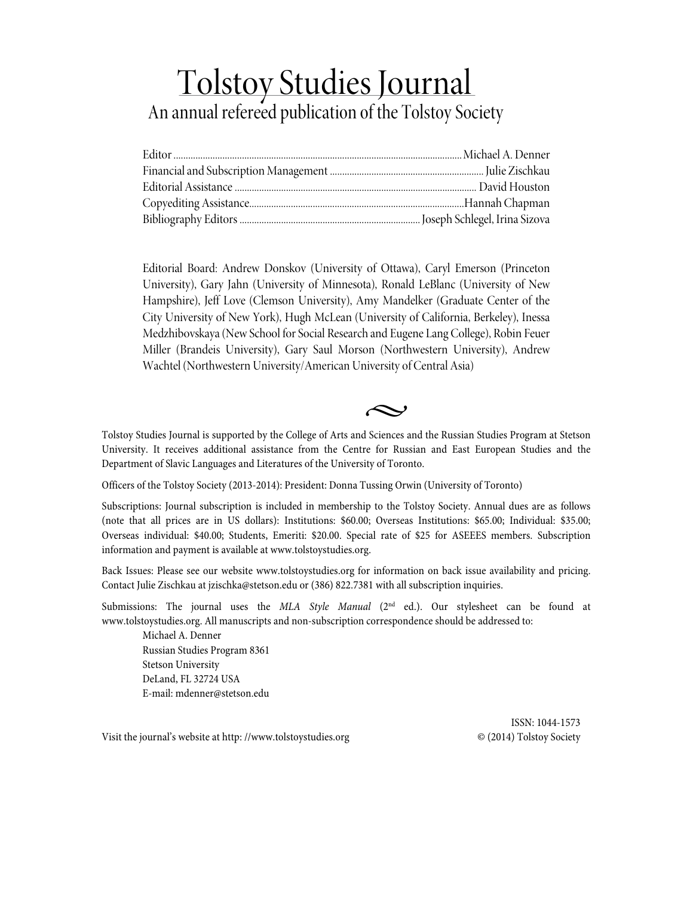# Tolstoy Studies Journal

## An annual refereed publication of the Tolstoy Society

| | |
|---|---|
| Editor | Michael A. Denner |
| Financial and Subscription Management | Julie Zischkau |
| Editorial Assistance | David Houston |
| Copyediting Assistance | Hannah Chapman |
| Bibliography Editors | Joseph Schlegel, Irina Sizova |

Editorial Board: Andrew Donskov (University of Ottawa), Caryl Emerson (Princeton University), Gary Jahn (University of Minnesota), Ronald LeBlanc (University of New Hampshire), Jeff Love (Clemson University), Amy Mandelker (Graduate Center of the City University of New York), Hugh McLean (University of California, Berkeley), Inessa Medzhibovskaya (New School for Social Research and Eugene Lang College), Robin Feuer Miller (Brandeis University), Gary Saul Morson (Northwestern University), Andrew Wachtel (Northwestern University/American University of Central Asia)

~

Tolstoy Studies Journal is supported by the College of Arts and Sciences and the Russian Studies Program at Stetson University. It receives additional assistance from the Centre for Russian and East European Studies and the Department of Slavic Languages and Literatures of the University of Toronto.

Officers of the Tolstoy Society (2013-2014): President: Donna Tussing Orwin (University of Toronto)

Subscriptions: Journal subscription is included in membership to the Tolstoy Society. Annual dues are as follows (note that all prices are in US dollars): Institutions: $60.00; Overseas Institutions: $65.00; Individual: $35.00; Overseas individual: $40.00; Students, Emeriti: $20.00. Special rate of $25 for ASEEES members. Subscription information and payment is available at www.tolstoystudies.org.

Back Issues: Please see our website www.tolstoystudies.org for information on back issue availability and pricing. Contact Julie Zischkau at jzischka@stetson.edu or (386) 822.7381 with all subscription inquiries.

Submissions: The journal uses the *MLA Style Manual* (2nd ed.). Our stylesheet can be found at www.tolstoystudies.org. All manuscripts and non-subscription correspondence should be addressed to:

Michael A. Denner
Russian Studies Program 8361
Stetson University
DeLand, FL 32724 USA
E-mail: mdenner@stetson.edu

ISSN: 1044-1573

Visit the journal's website at http: //www.tolstoystudies.org

© (2014) Tolstoy Society